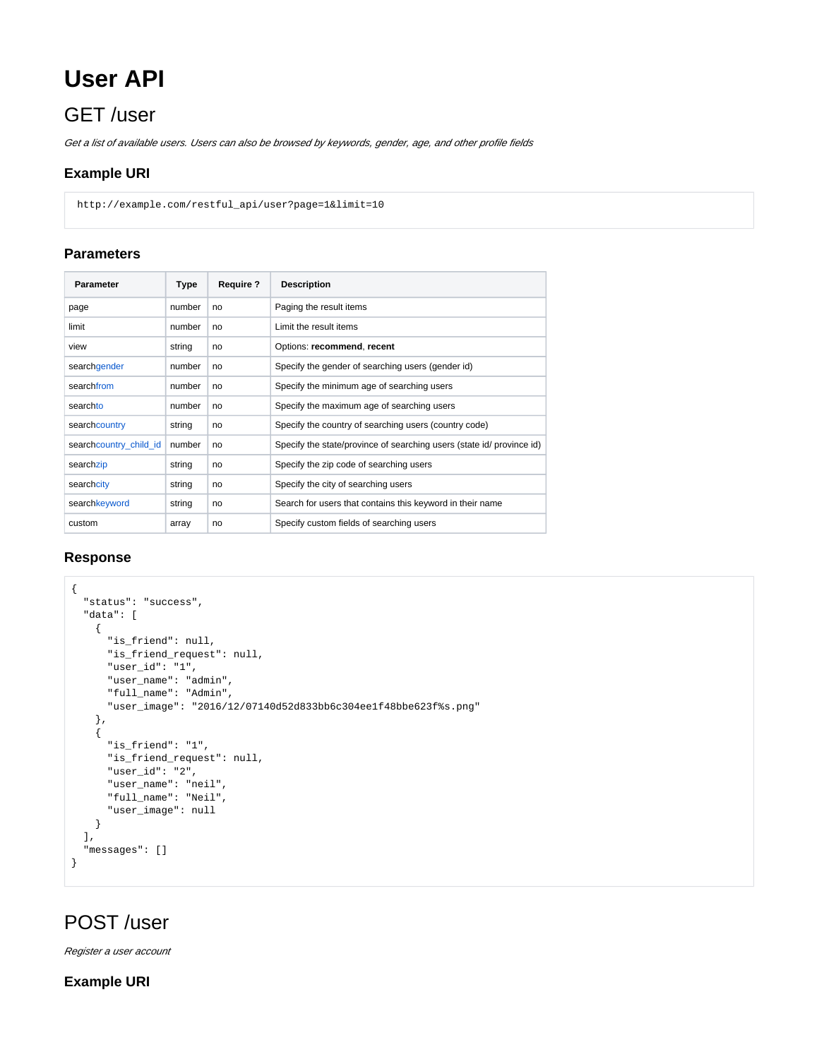# User API

## GET /user

*Get a list of available users. Users can also be browsed by keywords, gender, age, and other profile fields*

### Example URI

```
http://example.com/restful_api/user?page=1&limit=10
```

### Parameters

| Parameter | Type | Require ? | Description |
| --- | --- | --- | --- |
| page | number | no | Paging the result items |
| limit | number | no | Limit the result items |
| view | string | no | Options: **recommend**, **recent** |
| search[gender] | number | no | Specify the gender of searching users (gender id) |
| search[from] | number | no | Specify the minimum age of searching users |
| search[to] | number | no | Specify the maximum age of searching users |
| search[country] | string | no | Specify the country of searching users (country code) |
| search[country_child_id] | number | no | Specify the state/province of searching users (state id/ province id) |
| search[zip] | string | no | Specify the zip code of searching users |
| search[city] | string | no | Specify the city of searching users |
| search[keyword] | string | no | Search for users that contains this keyword in their name |
| custom | array | no | Specify custom fields of searching users |

### Response

```
{
  "status": "success",
  "data": [
    {
      "is_friend": null,
      "is_friend_request": null,
      "user_id": "1",
      "user_name": "admin",
      "full_name": "Admin",
      "user_image": "2016/12/07140d52d833bb6c304ee1f48bbe623f%s.png"
    },
    {
      "is_friend": "1",
      "is_friend_request": null,
      "user_id": "2",
      "user_name": "neil",
      "full_name": "Neil",
      "user_image": null
    }
  ],
  "messages": []
}
```

## POST /user

*Register a user account*

### Example URI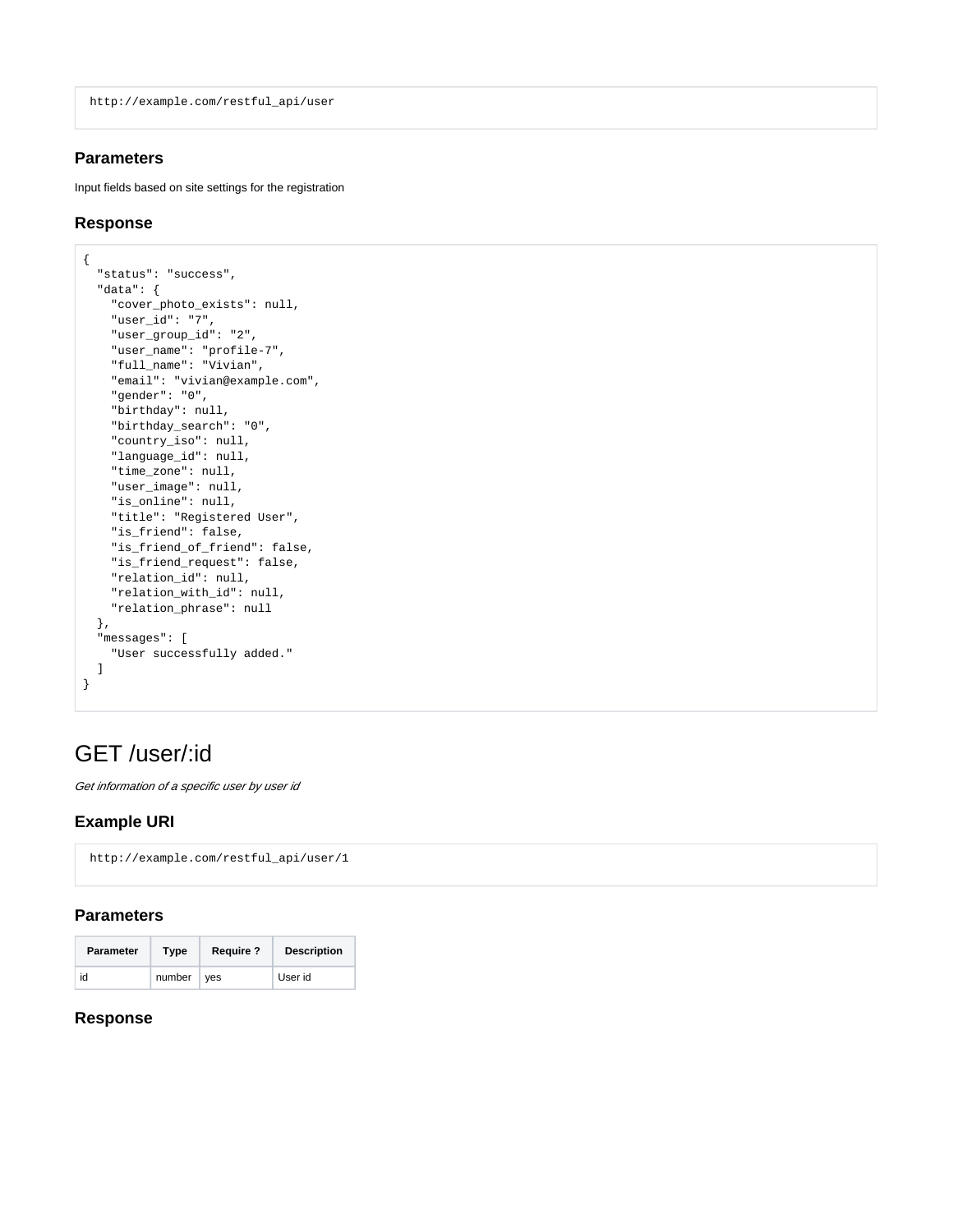```
http://example.com/restful_api/user
```

### Parameters

Input fields based on site settings for the registration

### Response

```
{
  "status": "success",
  "data": {
    "cover_photo_exists": null,
    "user_id": "7",
    "user_group_id": "2",
    "user_name": "profile-7",
    "full_name": "Vivian",
    "email": "vivian@example.com",
    "gender": "0",
    "birthday": null,
    "birthday_search": "0",
    "country_iso": null,
    "language_id": null,
    "time_zone": null,
    "user_image": null,
    "is_online": null,
    "title": "Registered User",
    "is_friend": false,
    "is_friend_of_friend": false,
    "is_friend_request": false,
    "relation_id": null,
    "relation_with_id": null,
    "relation_phrase": null
  },
  "messages": [
    "User successfully added."
  ]
}
```

# GET /user/:id

*Get information of a specific user by user id*

### Example URI

```
http://example.com/restful_api/user/1
```

### Parameters

| Parameter | Type | Require ? | Description |
|---|---|---|---|
| id | number | yes | User id |

### Response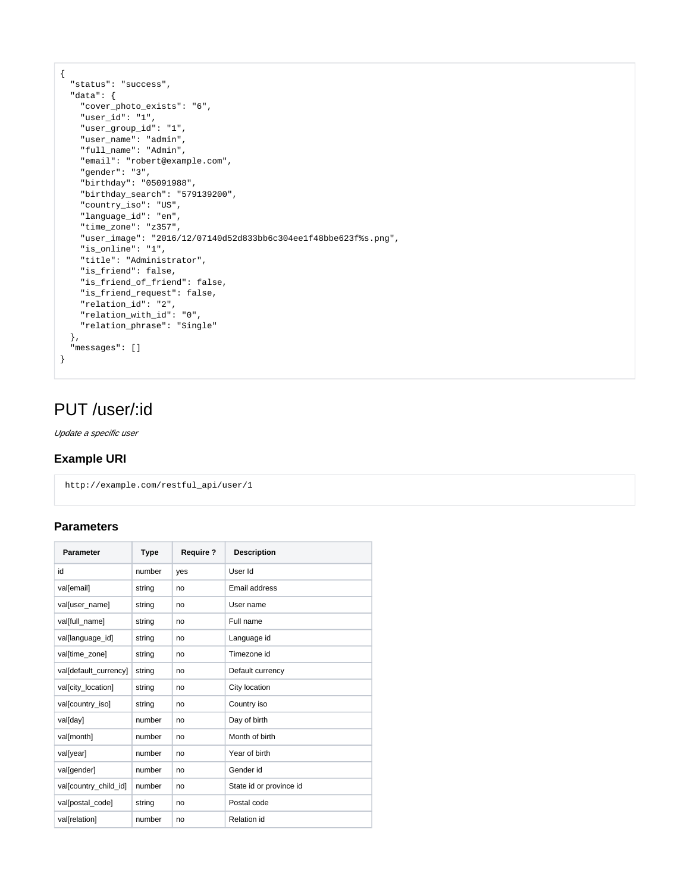```
{
  "status": "success",
  "data": {
    "cover_photo_exists": "6",
    "user_id": "1",
    "user_group_id": "1",
    "user_name": "admin",
    "full_name": "Admin",
    "email": "robert@example.com",
    "gender": "3",
    "birthday": "05091988",
    "birthday_search": "579139200",
    "country_iso": "US",
    "language_id": "en",
    "time_zone": "z357",
    "user_image": "2016/12/07140d52d833bb6c304ee1f48bbe623f%s.png",
    "is_online": "1",
    "title": "Administrator",
    "is_friend": false,
    "is_friend_of_friend": false,
    "is_friend_request": false,
    "relation_id": "2",
    "relation_with_id": "0",
    "relation_phrase": "Single"
  },
  "messages": []
}
```

# PUT /user/:id

*Update a specific user*

### Example URI

```
http://example.com/restful_api/user/1
```

### Parameters

| Parameter | Type | Require ? | Description |
|---|---|---|---|
| id | number | yes | User Id |
| val[email] | string | no | Email address |
| val[user_name] | string | no | User name |
| val[full_name] | string | no | Full name |
| val[language_id] | string | no | Language id |
| val[time_zone] | string | no | Timezone id |
| val[default_currency] | string | no | Default currency |
| val[city_location] | string | no | City location |
| val[country_iso] | string | no | Country iso |
| val[day] | number | no | Day of birth |
| val[month] | number | no | Month of birth |
| val[year] | number | no | Year of birth |
| val[gender] | number | no | Gender id |
| val[country_child_id] | number | no | State id or province id |
| val[postal_code] | string | no | Postal code |
| val[relation] | number | no | Relation id |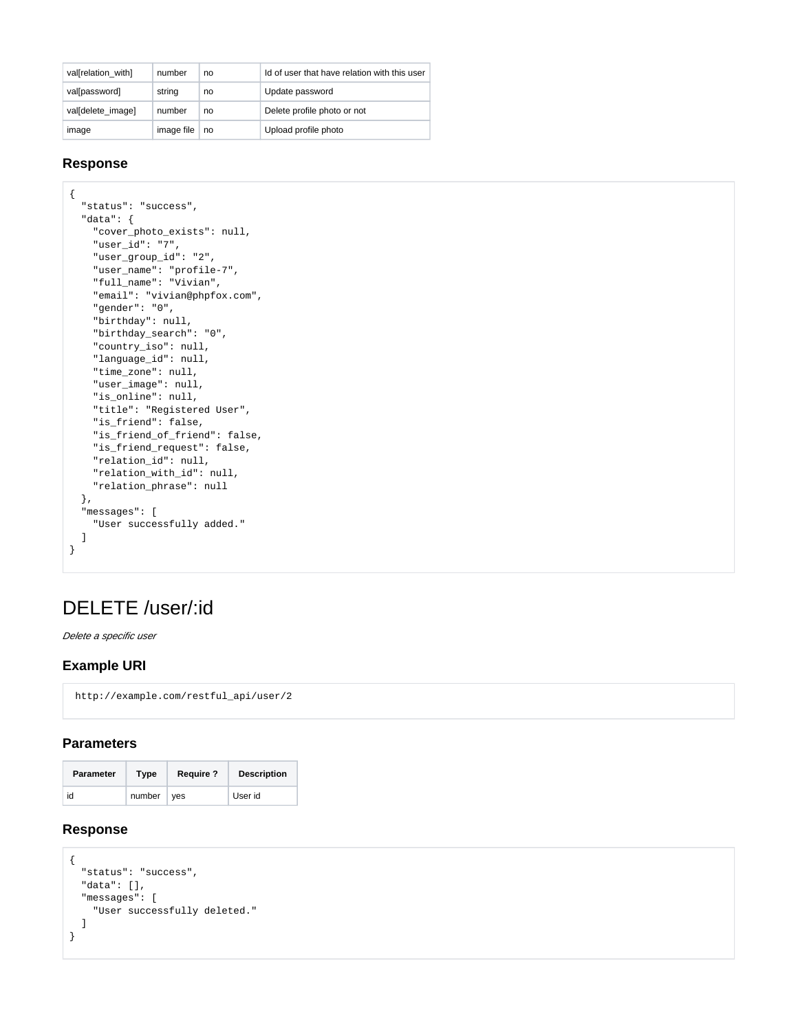| val[relation_with] | number | no | Id of user that have relation with this user |
| --- | --- | --- | --- |
| val[password] | string | no | Update password |
| val[delete_image] | number | no | Delete profile photo or not |
| image | image file | no | Upload profile photo |

### Response

```
{
  "status": "success",
  "data": {
    "cover_photo_exists": null,
    "user_id": "7",
    "user_group_id": "2",
    "user_name": "profile-7",
    "full_name": "Vivian",
    "email": "vivian@phpfox.com",
    "gender": "0",
    "birthday": null,
    "birthday_search": "0",
    "country_iso": null,
    "language_id": null,
    "time_zone": null,
    "user_image": null,
    "is_online": null,
    "title": "Registered User",
    "is_friend": false,
    "is_friend_of_friend": false,
    "is_friend_request": false,
    "relation_id": null,
    "relation_with_id": null,
    "relation_phrase": null
  },
  "messages": [
    "User successfully added."
  ]
}
```

# DELETE /user/:id

*Delete a specific user*

### Example URI

```
http://example.com/restful_api/user/2
```

### Parameters

| Parameter | Type | Require ? | Description |
| --- | --- | --- | --- |
| id | number | yes | User id |

### Response

```
{
  "status": "success",
  "data": [],
  "messages": [
    "User successfully deleted."
  ]
}
```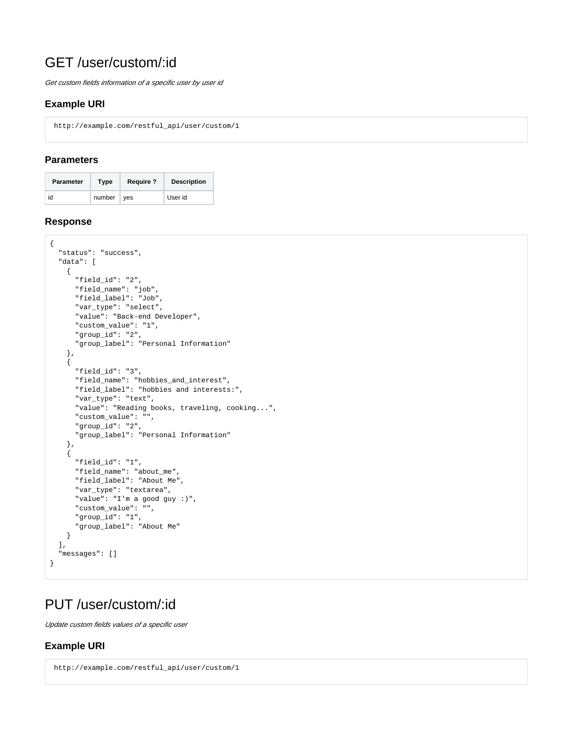# GET /user/custom/:id

*Get custom fields information of a specific user by user id*

### Example URI

```
http://example.com/restful_api/user/custom/1
```

### Parameters

| Parameter | Type | Require ? | Description |
| --- | --- | --- | --- |
| id | number | yes | User id |

### Response

```
{
  "status": "success",
  "data": [
    {
      "field_id": "2",
      "field_name": "job",
      "field_label": "Job",
      "var_type": "select",
      "value": "Back-end Developer",
      "custom_value": "1",
      "group_id": "2",
      "group_label": "Personal Information"
    },
    {
      "field_id": "3",
      "field_name": "hobbies_and_interest",
      "field_label": "hobbies and interests:",
      "var_type": "text",
      "value": "Reading books, traveling, cooking...",
      "custom_value": "",
      "group_id": "2",
      "group_label": "Personal Information"
    },
    {
      "field_id": "1",
      "field_name": "about_me",
      "field_label": "About Me",
      "var_type": "textarea",
      "value": "I'm a good guy :)",
      "custom_value": "",
      "group_id": "1",
      "group_label": "About Me"
    }
  ],
  "messages": []
}
```

# PUT /user/custom/:id

*Update custom fields values of a specific user*

### Example URI

```
http://example.com/restful_api/user/custom/1
```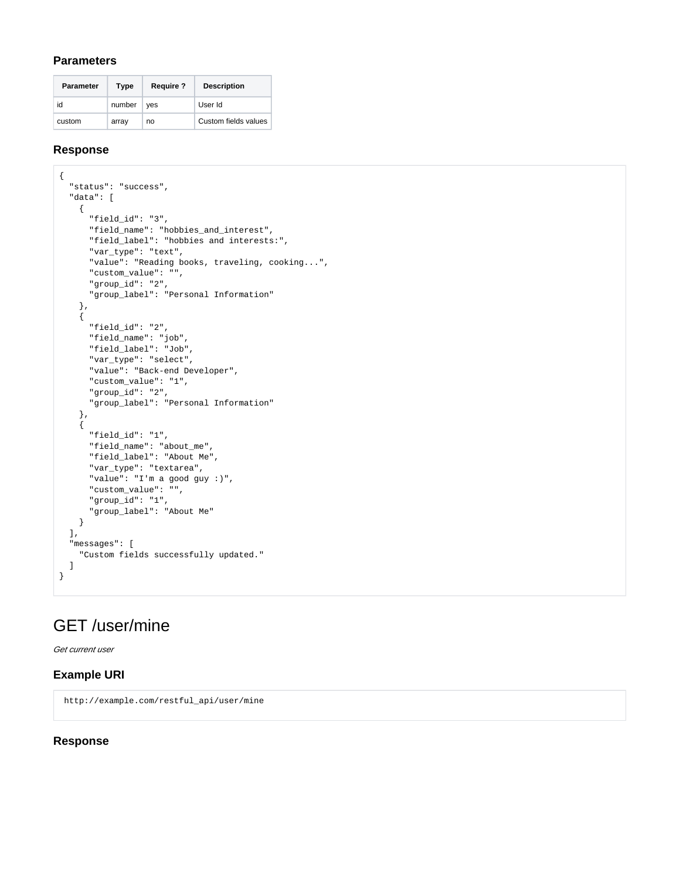### Parameters

| Parameter | Type | Require ? | Description |
| --- | --- | --- | --- |
| id | number | yes | User Id |
| custom | array | no | Custom fields values |

### Response

```
{
  "status": "success",
  "data": [
    {
      "field_id": "3",
      "field_name": "hobbies_and_interest",
      "field_label": "hobbies and interests:",
      "var_type": "text",
      "value": "Reading books, traveling, cooking...",
      "custom_value": "",
      "group_id": "2",
      "group_label": "Personal Information"
    },
    {
      "field_id": "2",
      "field_name": "job",
      "field_label": "Job",
      "var_type": "select",
      "value": "Back-end Developer",
      "custom_value": "1",
      "group_id": "2",
      "group_label": "Personal Information"
    },
    {
      "field_id": "1",
      "field_name": "about_me",
      "field_label": "About Me",
      "var_type": "textarea",
      "value": "I'm a good guy :)",
      "custom_value": "",
      "group_id": "1",
      "group_label": "About Me"
    }
  ],
  "messages": [
    "Custom fields successfully updated."
  ]
}
```

# GET /user/mine

*Get current user*

### Example URI

```
http://example.com/restful_api/user/mine
```

### Response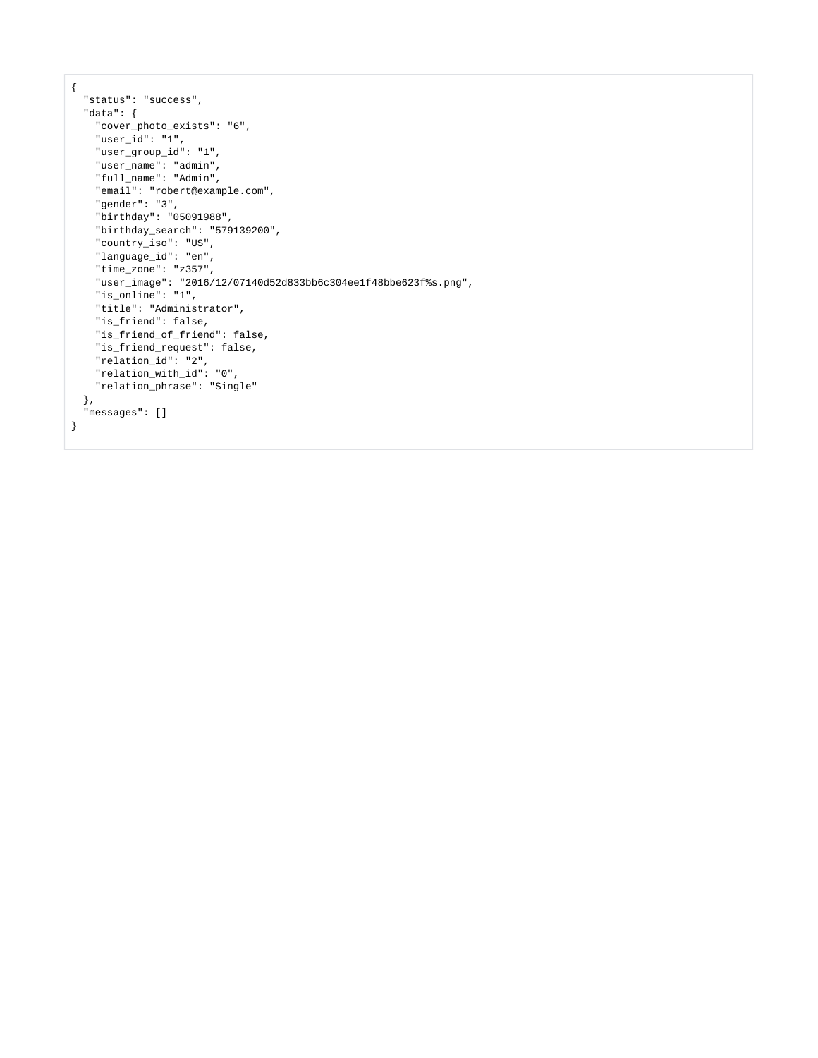```
{
  "status": "success",
  "data": {
    "cover_photo_exists": "6",
    "user_id": "1",
    "user_group_id": "1",
    "user_name": "admin",
    "full_name": "Admin",
    "email": "robert@example.com",
    "gender": "3",
    "birthday": "05091988",
    "birthday_search": "579139200",
    "country_iso": "US",
    "language_id": "en",
    "time_zone": "z357",
    "user_image": "2016/12/07140d52d833bb6c304ee1f48bbe623f%s.png",
    "is_online": "1",
    "title": "Administrator",
    "is_friend": false,
    "is_friend_of_friend": false,
    "is_friend_request": false,
    "relation_id": "2",
    "relation_with_id": "0",
    "relation_phrase": "Single"
  },
  "messages": []
}
```